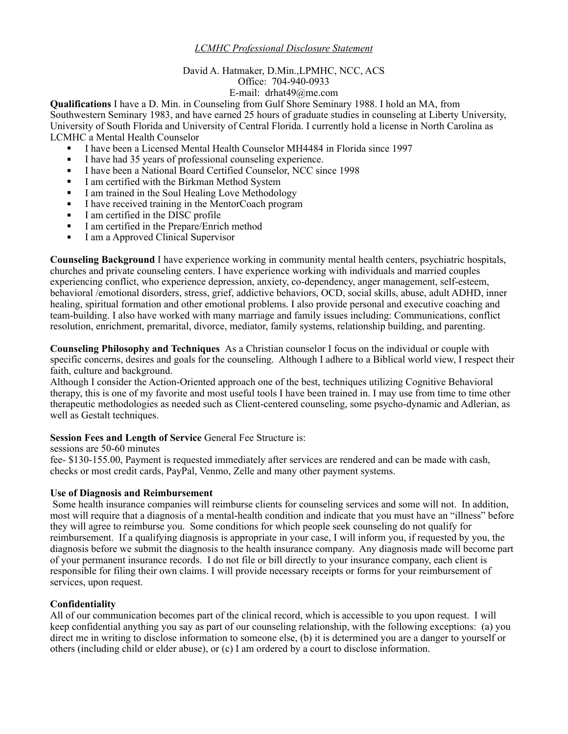*LCMHC Professional Disclosure Statement*

David A. Hatmaker, D.Min.,LPMHC, NCC, ACS
Office: 704-940-0933
E-mail: drhat49@me.com

**Qualifications** I have a D. Min. in Counseling from Gulf Shore Seminary 1988. I hold an MA, from Southwestern Seminary 1983, and have earned 25 hours of graduate studies in counseling at Liberty University, University of South Florida and University of Central Florida. I currently hold a license in North Carolina as LCMHC a Mental Health Counselor

- I have been a Licensed Mental Health Counselor MH4484 in Florida since 1997
- I have had 35 years of professional counseling experience.
- I have been a National Board Certified Counselor, NCC since 1998
- I am certified with the Birkman Method System
- I am trained in the Soul Healing Love Methodology
- I have received training in the MentorCoach program
- I am certified in the DISC profile
- I am certified in the Prepare/Enrich method
- I am a Approved Clinical Supervisor

**Counseling Background** I have experience working in community mental health centers, psychiatric hospitals, churches and private counseling centers. I have experience working with individuals and married couples experiencing conflict, who experience depression, anxiety, co-dependency, anger management, self-esteem, behavioral /emotional disorders, stress, grief, addictive behaviors, OCD, social skills, abuse, adult ADHD, inner healing, spiritual formation and other emotional problems. I also provide personal and executive coaching and team-building. I also have worked with many marriage and family issues including: Communications, conflict resolution, enrichment, premarital, divorce, mediator, family systems, relationship building, and parenting.

**Counseling Philosophy and Techniques** As a Christian counselor I focus on the individual or couple with specific concerns, desires and goals for the counseling. Although I adhere to a Biblical world view, I respect their faith, culture and background.
Although I consider the Action-Oriented approach one of the best, techniques utilizing Cognitive Behavioral therapy, this is one of my favorite and most useful tools I have been trained in. I may use from time to time other therapeutic methodologies as needed such as Client-centered counseling, some psycho-dynamic and Adlerian, as well as Gestalt techniques.

**Session Fees and Length of Service** General Fee Structure is:
sessions are 50-60 minutes
fee- $130-155.00, Payment is requested immediately after services are rendered and can be made with cash, checks or most credit cards, PayPal, Venmo, Zelle and many other payment systems.

**Use of Diagnosis and Reimbursement**

Some health insurance companies will reimburse clients for counseling services and some will not. In addition, most will require that a diagnosis of a mental-health condition and indicate that you must have an "illness" before they will agree to reimburse you. Some conditions for which people seek counseling do not qualify for reimbursement. If a qualifying diagnosis is appropriate in your case, I will inform you, if requested by you, the diagnosis before we submit the diagnosis to the health insurance company. Any diagnosis made will become part of your permanent insurance records. I do not file or bill directly to your insurance company, each client is responsible for filing their own claims. I will provide necessary receipts or forms for your reimbursement of services, upon request.

**Confidentiality**

All of our communication becomes part of the clinical record, which is accessible to you upon request. I will keep confidential anything you say as part of our counseling relationship, with the following exceptions: (a) you direct me in writing to disclose information to someone else, (b) it is determined you are a danger to yourself or others (including child or elder abuse), or (c) I am ordered by a court to disclose information.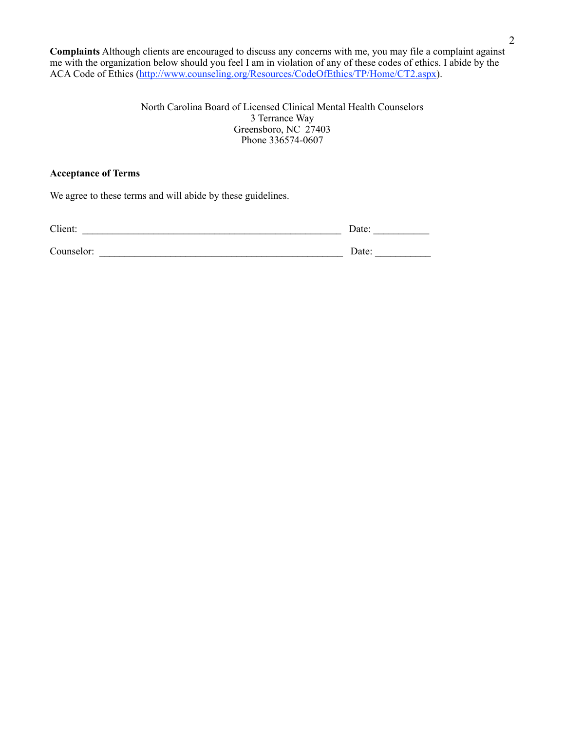**Complaints** Although clients are encouraged to discuss any concerns with me, you may file a complaint against me with the organization below should you feel I am in violation of any of these codes of ethics. I abide by the ACA Code of Ethics (http://www.counseling.org/Resources/CodeOfEthics/TP/Home/CT2.aspx).

North Carolina Board of Licensed Clinical Mental Health Counselors
3 Terrance Way
Greensboro, NC 27403
Phone 336574-0607

**Acceptance of Terms**

We agree to these terms and will abide by these guidelines.

Client: ____________________________________________________ Date: ___________

Counselor: _________________________________________________ Date: ___________